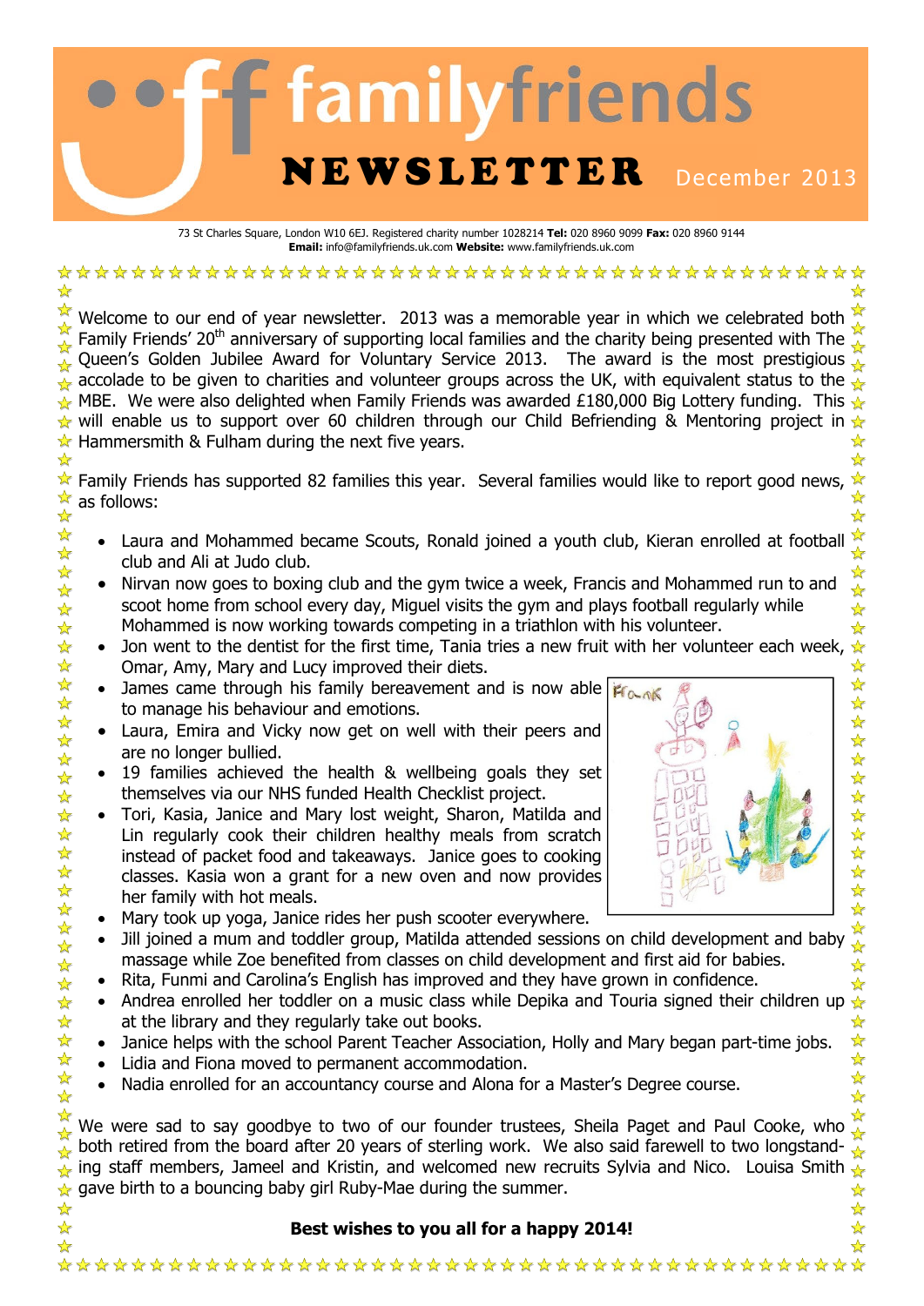# familyfriends NEWSLETTER December 2013

73 St Charles Square, London W10 6EJ. Registered charity number 1028214 **Tel:** 020 8960 9099 **Fax:** 020 8960 9144
**Email:** info@familyfriends.uk.com **Website:** www.familyfriends.uk.com

Welcome to our end of year newsletter. 2013 was a memorable year in which we celebrated both Family Friends' 20th anniversary of supporting local families and the charity being presented with The Queen's Golden Jubilee Award for Voluntary Service 2013. The award is the most prestigious accolade to be given to charities and volunteer groups across the UK, with equivalent status to the MBE. We were also delighted when Family Friends was awarded £180,000 Big Lottery funding. This will enable us to support over 60 children through our Child Befriending & Mentoring project in Hammersmith & Fulham during the next five years.

Family Friends has supported 82 families this year. Several families would like to report good news, as follows:

- Laura and Mohammed became Scouts, Ronald joined a youth club, Kieran enrolled at football club and Ali at Judo club.
- Nirvan now goes to boxing club and the gym twice a week, Francis and Mohammed run to and scoot home from school every day, Miguel visits the gym and plays football regularly while Mohammed is now working towards competing in a triathlon with his volunteer.
- Jon went to the dentist for the first time, Tania tries a new fruit with her volunteer each week, Omar, Amy, Mary and Lucy improved their diets.
- James came through his family bereavement and is now able to manage his behaviour and emotions.
- Laura, Emira and Vicky now get on well with their peers and are no longer bullied.
- 19 families achieved the health & wellbeing goals they set themselves via our NHS funded Health Checklist project.
- Tori, Kasia, Janice and Mary lost weight, Sharon, Matilda and Lin regularly cook their children healthy meals from scratch instead of packet food and takeaways. Janice goes to cooking classes. Kasia won a grant for a new oven and now provides her family with hot meals.
- Mary took up yoga, Janice rides her push scooter everywhere.
- Jill joined a mum and toddler group, Matilda attended sessions on child development and baby massage while Zoe benefited from classes on child development and first aid for babies.
- Rita, Funmi and Carolina's English has improved and they have grown in confidence.
- Andrea enrolled her toddler on a music class while Depika and Touria signed their children up at the library and they regularly take out books.
- Janice helps with the school Parent Teacher Association, Holly and Mary began part-time jobs.
- Lidia and Fiona moved to permanent accommodation.
- Nadia enrolled for an accountancy course and Alona for a Master's Degree course.

We were sad to say goodbye to two of our founder trustees, Sheila Paget and Paul Cooke, who both retired from the board after 20 years of sterling work. We also said farewell to two longstanding staff members, Jameel and Kristin, and welcomed new recruits Sylvia and Nico. Louisa Smith gave birth to a bouncing baby girl Ruby-Mae during the summer.

**Best wishes to you all for a happy 2014!**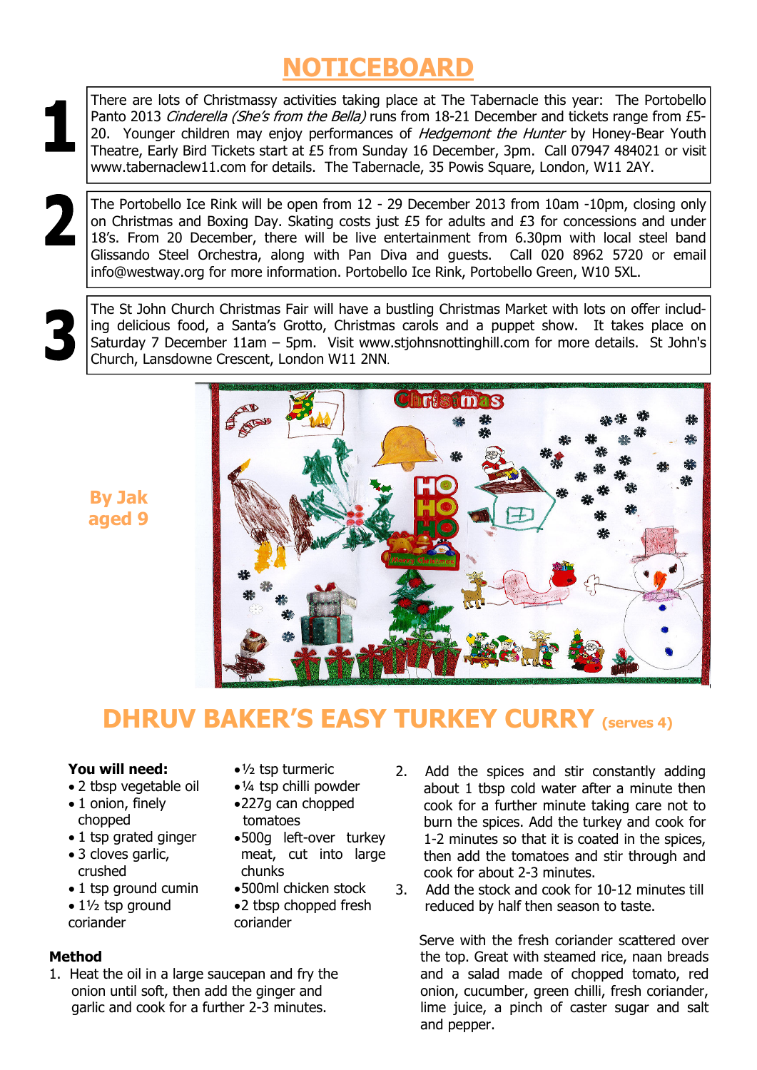# NOTICEBOARD

**1**

There are lots of Christmassy activities taking place at The Tabernacle this year: The Portobello Panto 2013 *Cinderella (She's from the Bella)* runs from 18-21 December and tickets range from £5-20. Younger children may enjoy performances of *Hedgemont the Hunter* by Honey-Bear Youth Theatre, Early Bird Tickets start at £5 from Sunday 16 December, 3pm. Call 07947 484021 or visit www.tabernaclew11.com for details. The Tabernacle, 35 Powis Square, London, W11 2AY.

**2**

The Portobello Ice Rink will be open from 12 - 29 December 2013 from 10am -10pm, closing only on Christmas and Boxing Day. Skating costs just £5 for adults and £3 for concessions and under 18's. From 20 December, there will be live entertainment from 6.30pm with local steel band Glissando Steel Orchestra, along with Pan Diva and guests. Call 020 8962 5720 or email info@westway.org for more information. Portobello Ice Rink, Portobello Green, W10 5XL.

**3**

The St John Church Christmas Fair will have a bustling Christmas Market with lots on offer including delicious food, a Santa's Grotto, Christmas carols and a puppet show. It takes place on Saturday 7 December 11am – 5pm. Visit www.stjohnsnottinghill.com for more details. St John's Church, Lansdowne Crescent, London W11 2NN.

**By Jak aged 9**

## DHRUV BAKER'S EASY TURKEY CURRY (serves 4)

**You will need:**

- 2 tbsp vegetable oil
- 1 onion, finely chopped
- 1 tsp grated ginger
- 3 cloves garlic, crushed
- 1 tsp ground cumin
- 1½ tsp ground coriander
- ½ tsp turmeric
- ¼ tsp chilli powder
- 227g can chopped tomatoes
- 500g left-over turkey meat, cut into large chunks
- 500ml chicken stock
- 2 tbsp chopped fresh coriander

**Method**

1. Heat the oil in a large saucepan and fry the onion until soft, then add the ginger and garlic and cook for a further 2-3 minutes.
2. Add the spices and stir constantly adding about 1 tbsp cold water after a minute then cook for a further minute taking care not to burn the spices. Add the turkey and cook for 1-2 minutes so that it is coated in the spices, then add the tomatoes and stir through and cook for about 2-3 minutes.
3. Add the stock and cook for 10-12 minutes till reduced by half then season to taste.

Serve with the fresh coriander scattered over the top. Great with steamed rice, naan breads and a salad made of chopped tomato, red onion, cucumber, green chilli, fresh coriander, lime juice, a pinch of caster sugar and salt and pepper.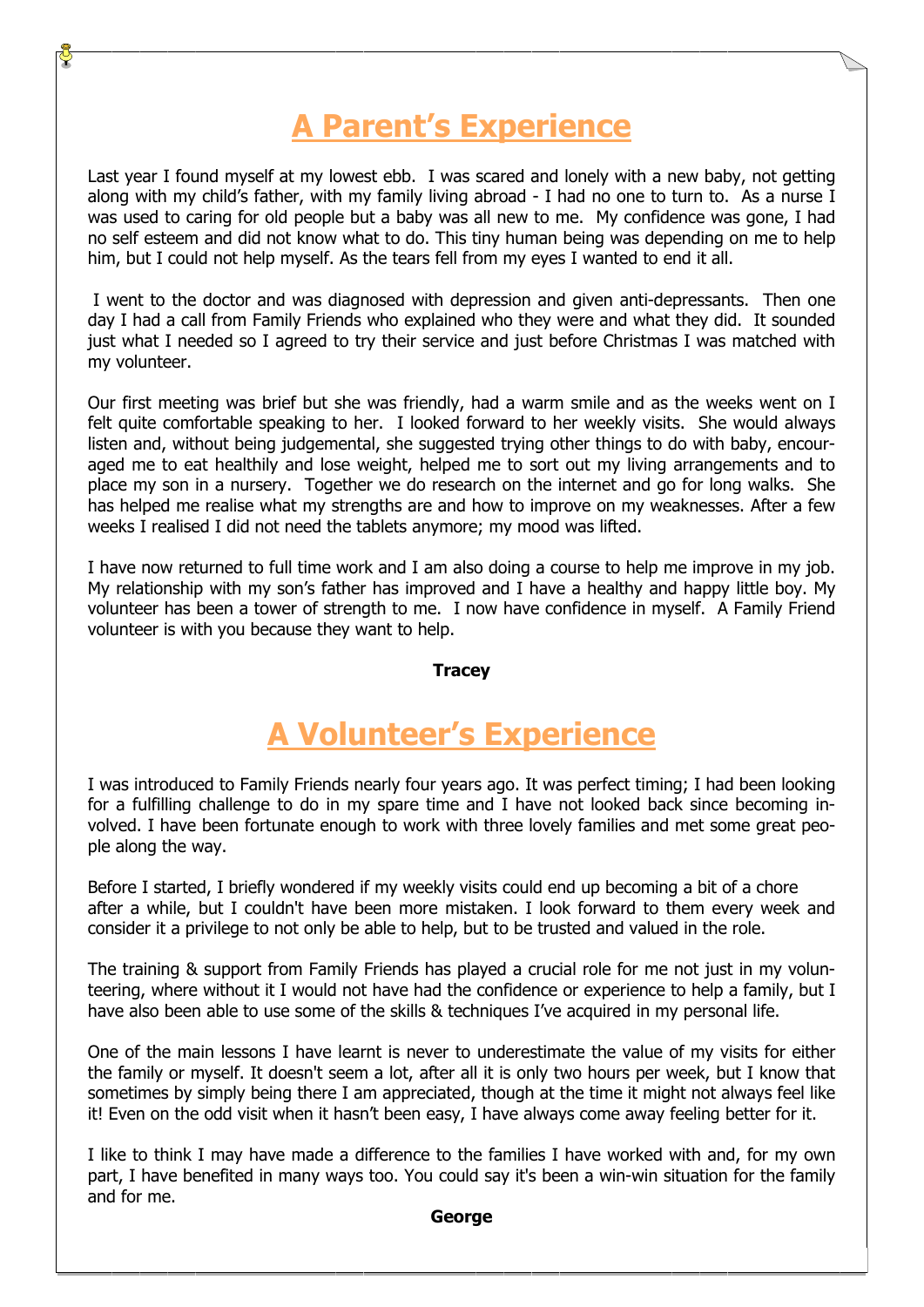# A Parent's Experience

Last year I found myself at my lowest ebb. I was scared and lonely with a new baby, not getting along with my child's father, with my family living abroad - I had no one to turn to. As a nurse I was used to caring for old people but a baby was all new to me. My confidence was gone, I had no self esteem and did not know what to do. This tiny human being was depending on me to help him, but I could not help myself. As the tears fell from my eyes I wanted to end it all.

I went to the doctor and was diagnosed with depression and given anti-depressants. Then one day I had a call from Family Friends who explained who they were and what they did. It sounded just what I needed so I agreed to try their service and just before Christmas I was matched with my volunteer.

Our first meeting was brief but she was friendly, had a warm smile and as the weeks went on I felt quite comfortable speaking to her. I looked forward to her weekly visits. She would always listen and, without being judgemental, she suggested trying other things to do with baby, encouraged me to eat healthily and lose weight, helped me to sort out my living arrangements and to place my son in a nursery. Together we do research on the internet and go for long walks. She has helped me realise what my strengths are and how to improve on my weaknesses. After a few weeks I realised I did not need the tablets anymore; my mood was lifted.

I have now returned to full time work and I am also doing a course to help me improve in my job. My relationship with my son's father has improved and I have a healthy and happy little boy. My volunteer has been a tower of strength to me. I now have confidence in myself. A Family Friend volunteer is with you because they want to help.

**Tracey**

# A Volunteer's Experience

I was introduced to Family Friends nearly four years ago. It was perfect timing; I had been looking for a fulfilling challenge to do in my spare time and I have not looked back since becoming involved. I have been fortunate enough to work with three lovely families and met some great people along the way.

Before I started, I briefly wondered if my weekly visits could end up becoming a bit of a chore after a while, but I couldn't have been more mistaken. I look forward to them every week and consider it a privilege to not only be able to help, but to be trusted and valued in the role.

The training & support from Family Friends has played a crucial role for me not just in my volunteering, where without it I would not have had the confidence or experience to help a family, but I have also been able to use some of the skills & techniques I've acquired in my personal life.

One of the main lessons I have learnt is never to underestimate the value of my visits for either the family or myself. It doesn't seem a lot, after all it is only two hours per week, but I know that sometimes by simply being there I am appreciated, though at the time it might not always feel like it! Even on the odd visit when it hasn't been easy, I have always come away feeling better for it.

I like to think I may have made a difference to the families I have worked with and, for my own part, I have benefited in many ways too. You could say it's been a win-win situation for the family and for me.

**George**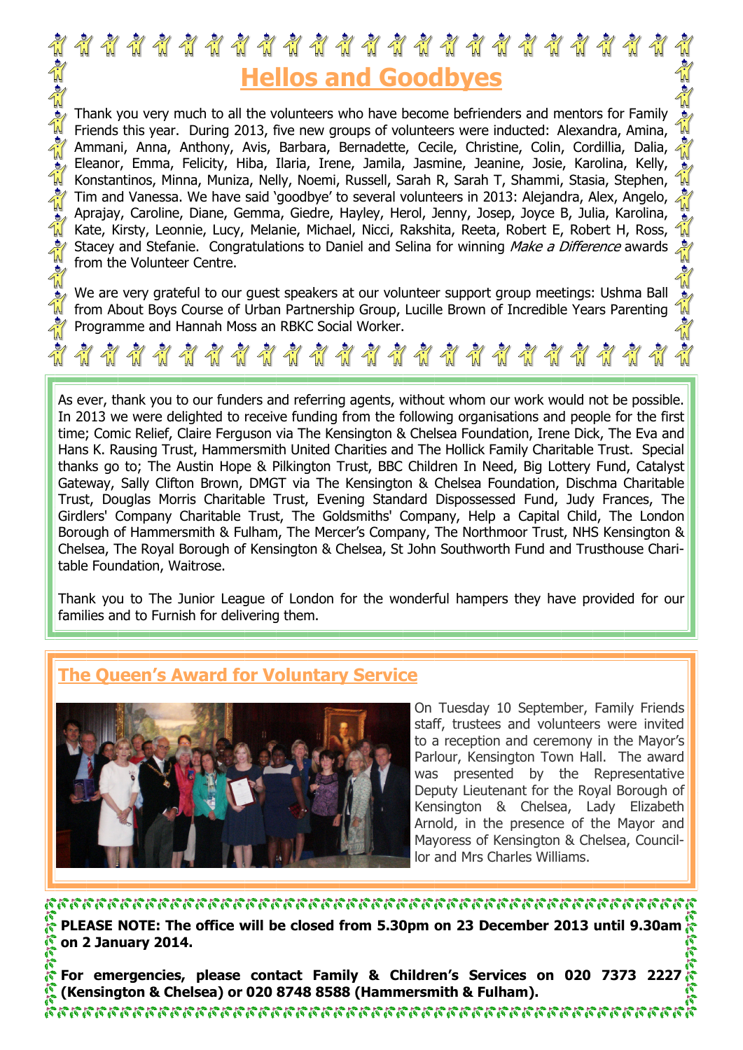## Hellos and Goodbyes

Thank you very much to all the volunteers who have become befrienders and mentors for Family Friends this year. During 2013, five new groups of volunteers were inducted: Alexandra, Amina, Ammani, Anna, Anthony, Avis, Barbara, Bernadette, Cecile, Christine, Colin, Cordillia, Dalia, Eleanor, Emma, Felicity, Hiba, Ilaria, Irene, Jamila, Jasmine, Jeanine, Josie, Karolina, Kelly, Konstantinos, Minna, Muniza, Nelly, Noemi, Russell, Sarah R, Sarah T, Shammi, Stasia, Stephen, Tim and Vanessa. We have said 'goodbye' to several volunteers in 2013: Alejandra, Alex, Angelo, Aprajay, Caroline, Diane, Gemma, Giedre, Hayley, Herol, Jenny, Josep, Joyce B, Julia, Karolina, Kate, Kirsty, Leonnie, Lucy, Melanie, Michael, Nicci, Rakshita, Reeta, Robert E, Robert H, Ross, Stacey and Stefanie. Congratulations to Daniel and Selina for winning *Make a Difference* awards from the Volunteer Centre.

We are very grateful to our guest speakers at our volunteer support group meetings: Ushma Ball from About Boys Course of Urban Partnership Group, Lucille Brown of Incredible Years Parenting Programme and Hannah Moss an RBKC Social Worker.

As ever, thank you to our funders and referring agents, without whom our work would not be possible. In 2013 we were delighted to receive funding from the following organisations and people for the first time; Comic Relief, Claire Ferguson via The Kensington & Chelsea Foundation, Irene Dick, The Eva and Hans K. Rausing Trust, Hammersmith United Charities and The Hollick Family Charitable Trust. Special thanks go to; The Austin Hope & Pilkington Trust, BBC Children In Need, Big Lottery Fund, Catalyst Gateway, Sally Clifton Brown, DMGT via The Kensington & Chelsea Foundation, Dischma Charitable Trust, Douglas Morris Charitable Trust, Evening Standard Dispossessed Fund, Judy Frances, The Girdlers' Company Charitable Trust, The Goldsmiths' Company, Help a Capital Child, The London Borough of Hammersmith & Fulham, The Mercer's Company, The Northmoor Trust, NHS Kensington & Chelsea, The Royal Borough of Kensington & Chelsea, St John Southworth Fund and Trusthouse Charitable Foundation, Waitrose.

Thank you to The Junior League of London for the wonderful hampers they have provided for our families and to Furnish for delivering them.

## The Queen's Award for Voluntary Service

On Tuesday 10 September, Family Friends staff, trustees and volunteers were invited to a reception and ceremony in the Mayor's Parlour, Kensington Town Hall. The award was presented by the Representative Deputy Lieutenant for the Royal Borough of Kensington & Chelsea, Lady Elizabeth Arnold, in the presence of the Mayor and Mayoress of Kensington & Chelsea, Councillor and Mrs Charles Williams.

**PLEASE NOTE: The office will be closed from 5.30pm on 23 December 2013 until 9.30am on 2 January 2014.**

**For emergencies, please contact Family & Children's Services on 020 7373 2227 (Kensington & Chelsea) or 020 8748 8588 (Hammersmith & Fulham).**